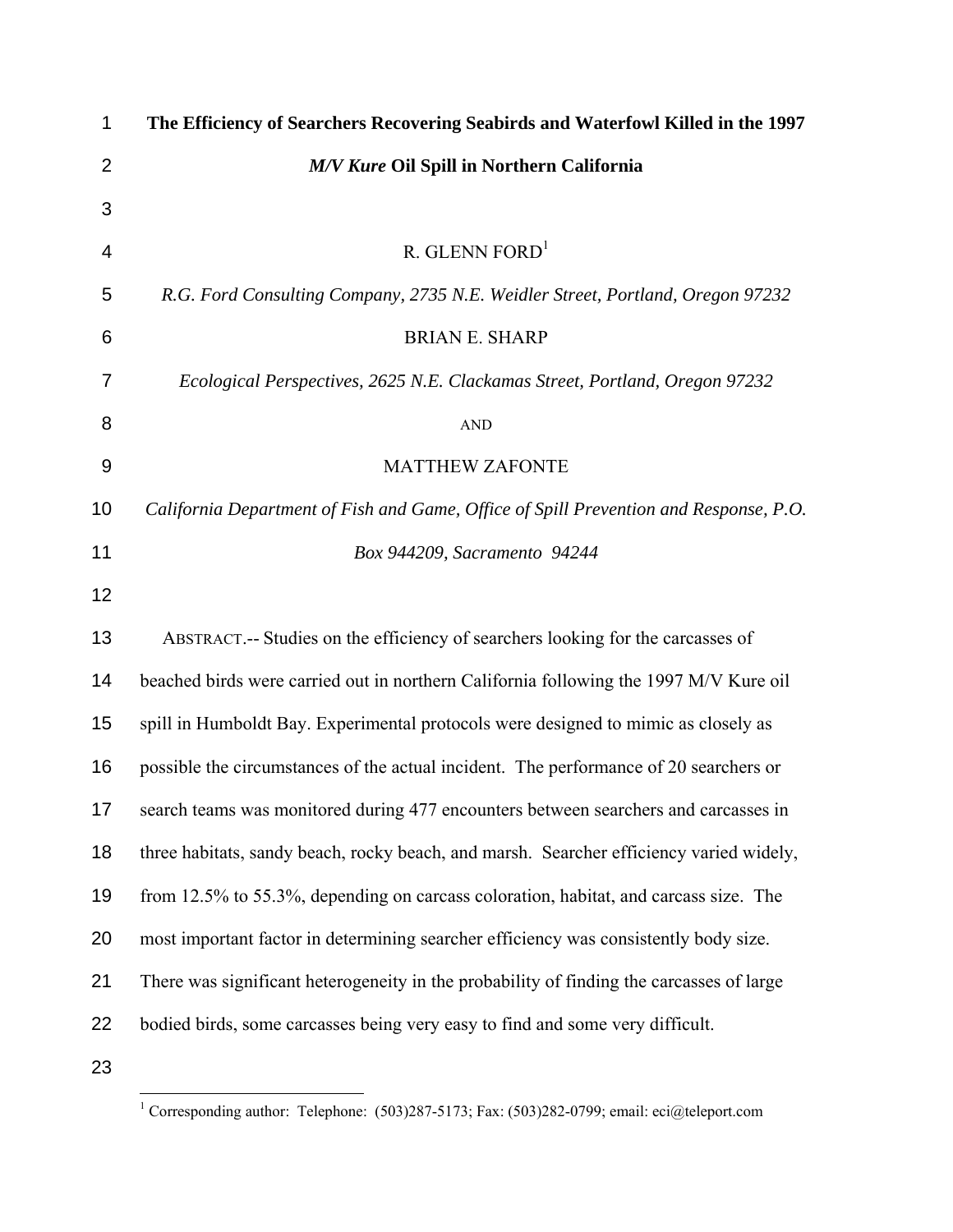# The Efficiency of Searchers Recovering Seabirds and Waterfowl Killed in the 1997 *M/V Kure* Oil Spill in Northern California

R. GLENN FORD[1]

*R.G. Ford Consulting Company, 2735 N.E. Weidler Street, Portland, Oregon 97232*

BRIAN E. SHARP

*Ecological Perspectives, 2625 N.E. Clackamas Street, Portland, Oregon 97232*

AND

MATTHEW ZAFONTE

*California Department of Fish and Game, Office of Spill Prevention and Response, P.O. Box 944209, Sacramento 94244*

ABSTRACT.-- Studies on the efficiency of searchers looking for the carcasses of beached birds were carried out in northern California following the 1997 M/V Kure oil spill in Humboldt Bay. Experimental protocols were designed to mimic as closely as possible the circumstances of the actual incident. The performance of 20 searchers or search teams was monitored during 477 encounters between searchers and carcasses in three habitats, sandy beach, rocky beach, and marsh. Searcher efficiency varied widely, from 12.5% to 55.3%, depending on carcass coloration, habitat, and carcass size. The most important factor in determining searcher efficiency was consistently body size. There was significant heterogeneity in the probability of finding the carcasses of large bodied birds, some carcasses being very easy to find and some very difficult.

[1] Corresponding author: Telephone: (503)287-5173; Fax: (503)282-0799; email: eci@teleport.com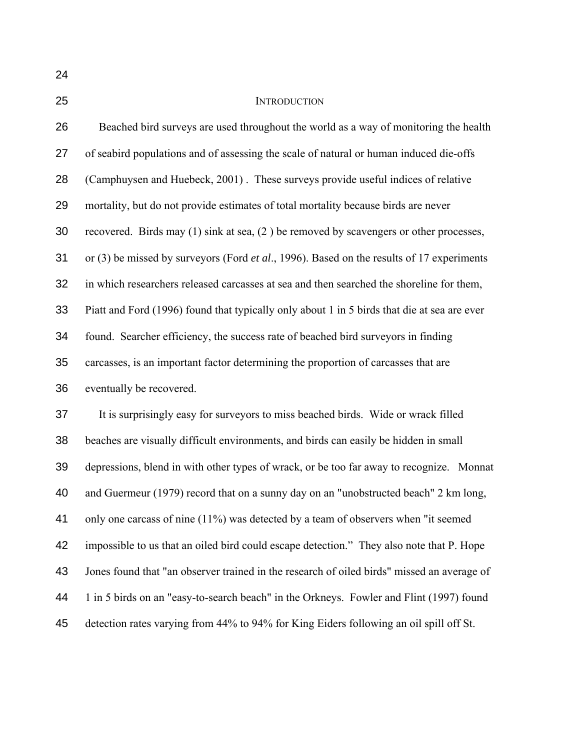## INTRODUCTION

Beached bird surveys are used throughout the world as a way of monitoring the health of seabird populations and of assessing the scale of natural or human induced die-offs (Camphuysen and Huebeck, 2001) . These surveys provide useful indices of relative mortality, but do not provide estimates of total mortality because birds are never recovered. Birds may (1) sink at sea, (2 ) be removed by scavengers or other processes, or (3) be missed by surveyors (Ford *et al*., 1996). Based on the results of 17 experiments in which researchers released carcasses at sea and then searched the shoreline for them, Piatt and Ford (1996) found that typically only about 1 in 5 birds that die at sea are ever found. Searcher efficiency, the success rate of beached bird surveyors in finding carcasses, is an important factor determining the proportion of carcasses that are eventually be recovered.

It is surprisingly easy for surveyors to miss beached birds. Wide or wrack filled beaches are visually difficult environments, and birds can easily be hidden in small depressions, blend in with other types of wrack, or be too far away to recognize. Monnat and Guermeur (1979) record that on a sunny day on an "unobstructed beach" 2 km long, only one carcass of nine (11%) was detected by a team of observers when "it seemed impossible to us that an oiled bird could escape detection." They also note that P. Hope Jones found that "an observer trained in the research of oiled birds" missed an average of 1 in 5 birds on an "easy-to-search beach" in the Orkneys. Fowler and Flint (1997) found detection rates varying from 44% to 94% for King Eiders following an oil spill off St.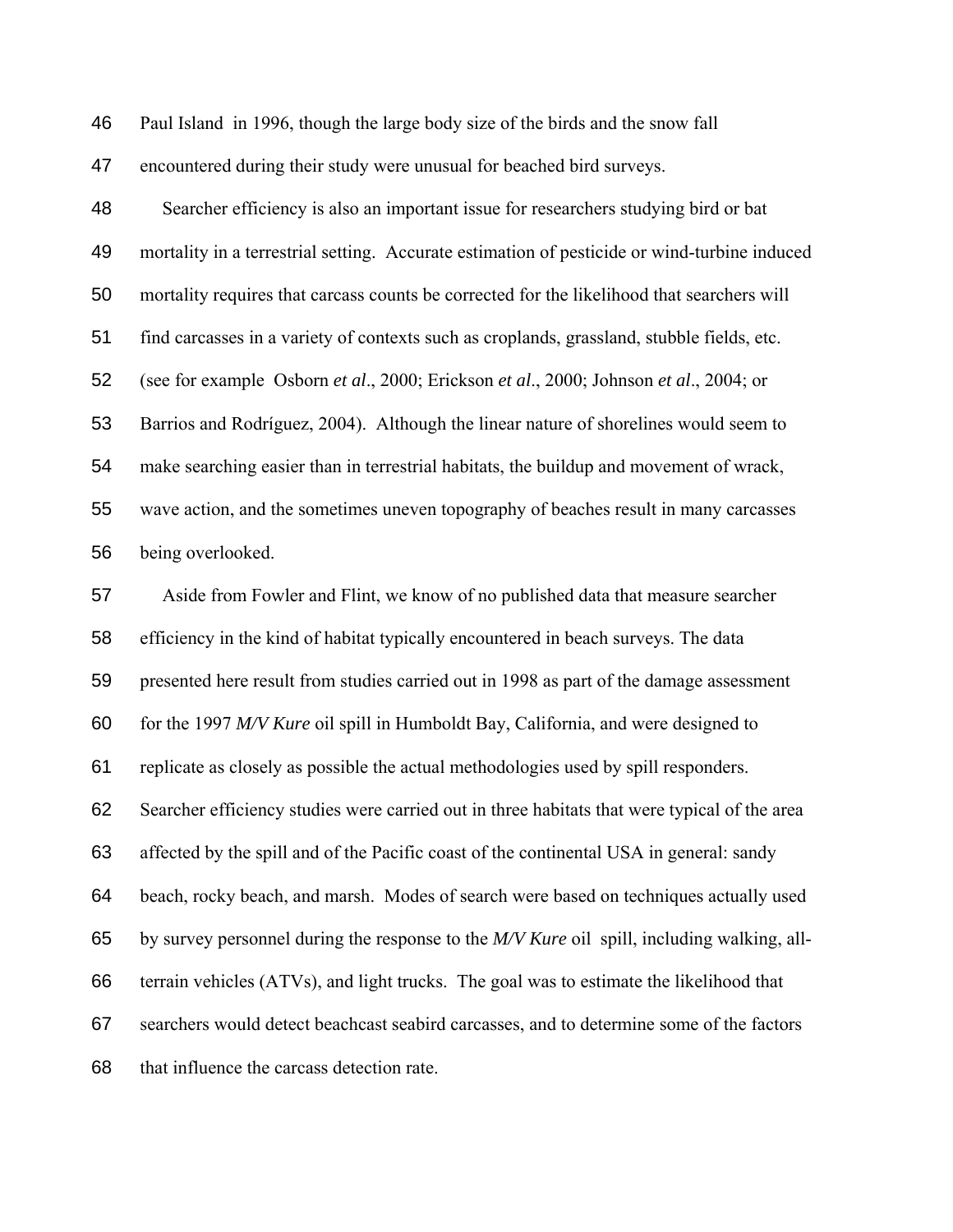Paul Island in 1996, though the large body size of the birds and the snow fall encountered during their study were unusual for beached bird surveys.

Searcher efficiency is also an important issue for researchers studying bird or bat mortality in a terrestrial setting. Accurate estimation of pesticide or wind-turbine induced mortality requires that carcass counts be corrected for the likelihood that searchers will find carcasses in a variety of contexts such as croplands, grassland, stubble fields, etc. (see for example Osborn *et al*., 2000; Erickson *et al*., 2000; Johnson *et al*., 2004; or Barrios and Rodríguez, 2004). Although the linear nature of shorelines would seem to make searching easier than in terrestrial habitats, the buildup and movement of wrack, wave action, and the sometimes uneven topography of beaches result in many carcasses being overlooked.

Aside from Fowler and Flint, we know of no published data that measure searcher efficiency in the kind of habitat typically encountered in beach surveys. The data presented here result from studies carried out in 1998 as part of the damage assessment for the 1997 *M/V Kure* oil spill in Humboldt Bay, California, and were designed to replicate as closely as possible the actual methodologies used by spill responders. Searcher efficiency studies were carried out in three habitats that were typical of the area affected by the spill and of the Pacific coast of the continental USA in general: sandy beach, rocky beach, and marsh. Modes of search were based on techniques actually used by survey personnel during the response to the *M/V Kure* oil spill, including walking, all-terrain vehicles (ATVs), and light trucks. The goal was to estimate the likelihood that searchers would detect beachcast seabird carcasses, and to determine some of the factors that influence the carcass detection rate.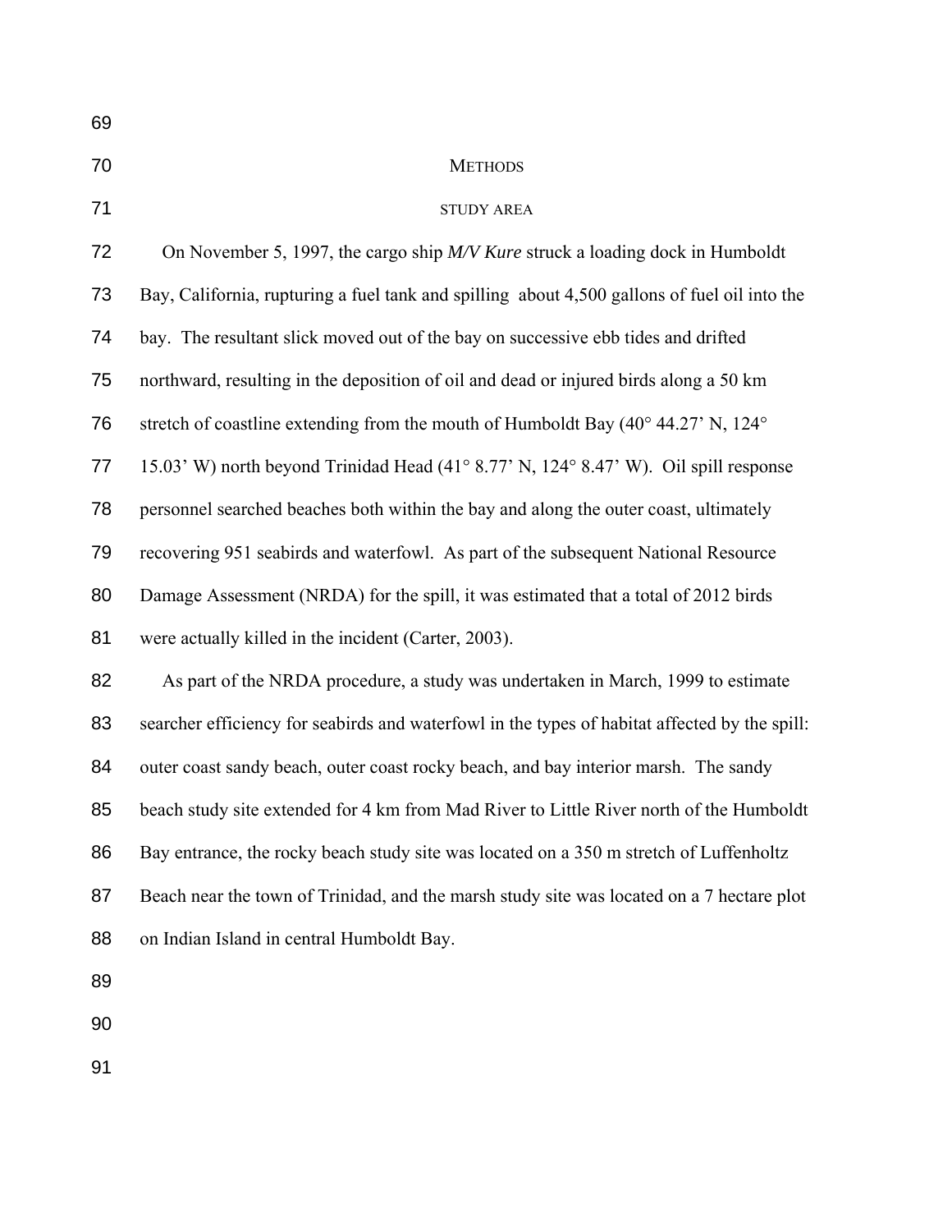## METHODS

### STUDY AREA

On November 5, 1997, the cargo ship *M/V Kure* struck a loading dock in Humboldt Bay, California, rupturing a fuel tank and spilling about 4,500 gallons of fuel oil into the bay. The resultant slick moved out of the bay on successive ebb tides and drifted northward, resulting in the deposition of oil and dead or injured birds along a 50 km stretch of coastline extending from the mouth of Humboldt Bay (40° 44.27' N, 124° 15.03' W) north beyond Trinidad Head (41° 8.77' N, 124° 8.47' W). Oil spill response personnel searched beaches both within the bay and along the outer coast, ultimately recovering 951 seabirds and waterfowl. As part of the subsequent National Resource Damage Assessment (NRDA) for the spill, it was estimated that a total of 2012 birds were actually killed in the incident (Carter, 2003).

As part of the NRDA procedure, a study was undertaken in March, 1999 to estimate searcher efficiency for seabirds and waterfowl in the types of habitat affected by the spill: outer coast sandy beach, outer coast rocky beach, and bay interior marsh. The sandy beach study site extended for 4 km from Mad River to Little River north of the Humboldt Bay entrance, the rocky beach study site was located on a 350 m stretch of Luffenholtz Beach near the town of Trinidad, and the marsh study site was located on a 7 hectare plot on Indian Island in central Humboldt Bay.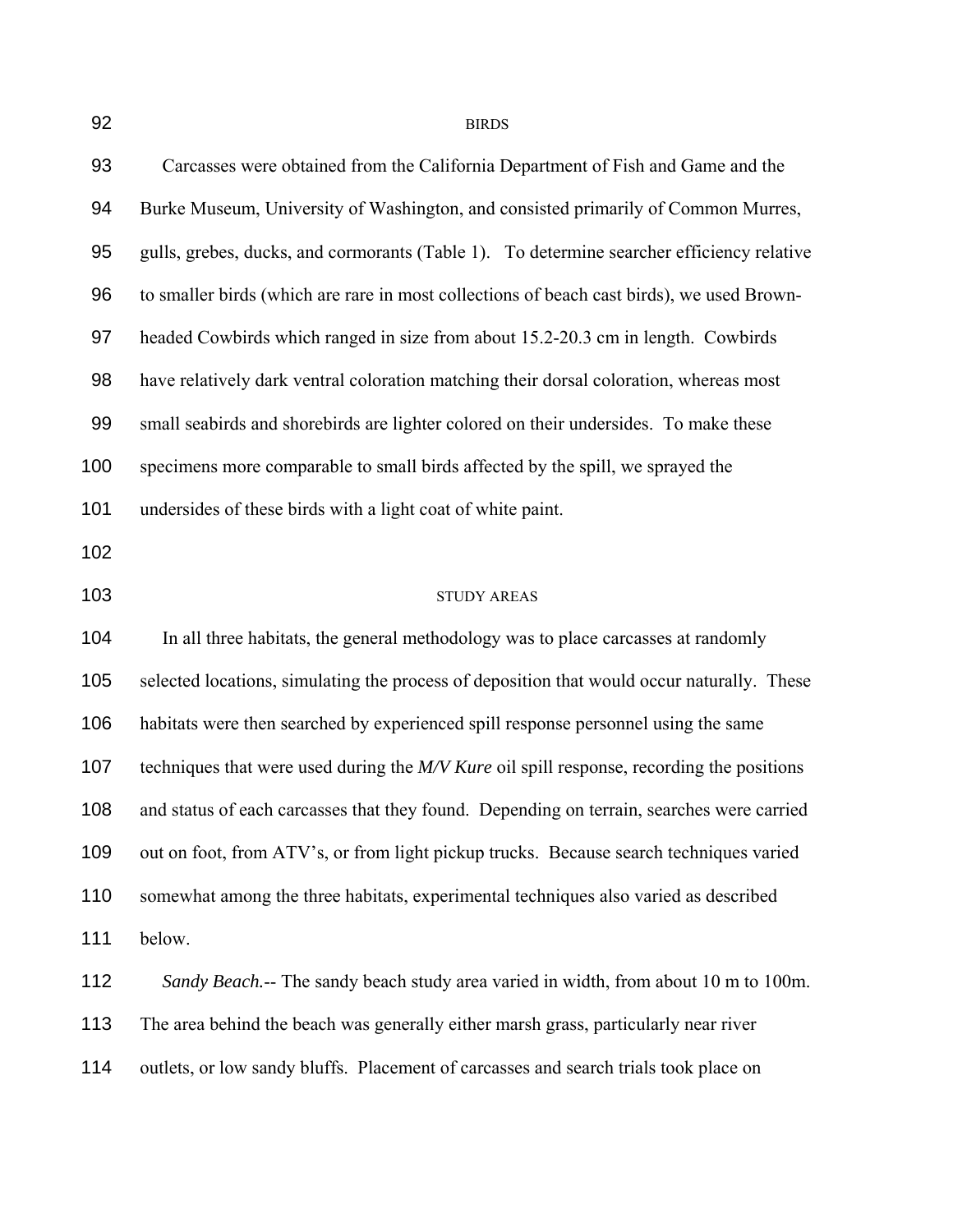## BIRDS

Carcasses were obtained from the California Department of Fish and Game and the Burke Museum, University of Washington, and consisted primarily of Common Murres, gulls, grebes, ducks, and cormorants (Table 1). To determine searcher efficiency relative to smaller birds (which are rare in most collections of beach cast birds), we used Brown-headed Cowbirds which ranged in size from about 15.2-20.3 cm in length. Cowbirds have relatively dark ventral coloration matching their dorsal coloration, whereas most small seabirds and shorebirds are lighter colored on their undersides. To make these specimens more comparable to small birds affected by the spill, we sprayed the undersides of these birds with a light coat of white paint.

## STUDY AREAS

In all three habitats, the general methodology was to place carcasses at randomly selected locations, simulating the process of deposition that would occur naturally. These habitats were then searched by experienced spill response personnel using the same techniques that were used during the *M/V Kure* oil spill response, recording the positions and status of each carcasses that they found. Depending on terrain, searches were carried out on foot, from ATV's, or from light pickup trucks. Because search techniques varied somewhat among the three habitats, experimental techniques also varied as described below.

*Sandy Beach.*-- The sandy beach study area varied in width, from about 10 m to 100m. The area behind the beach was generally either marsh grass, particularly near river outlets, or low sandy bluffs. Placement of carcasses and search trials took place on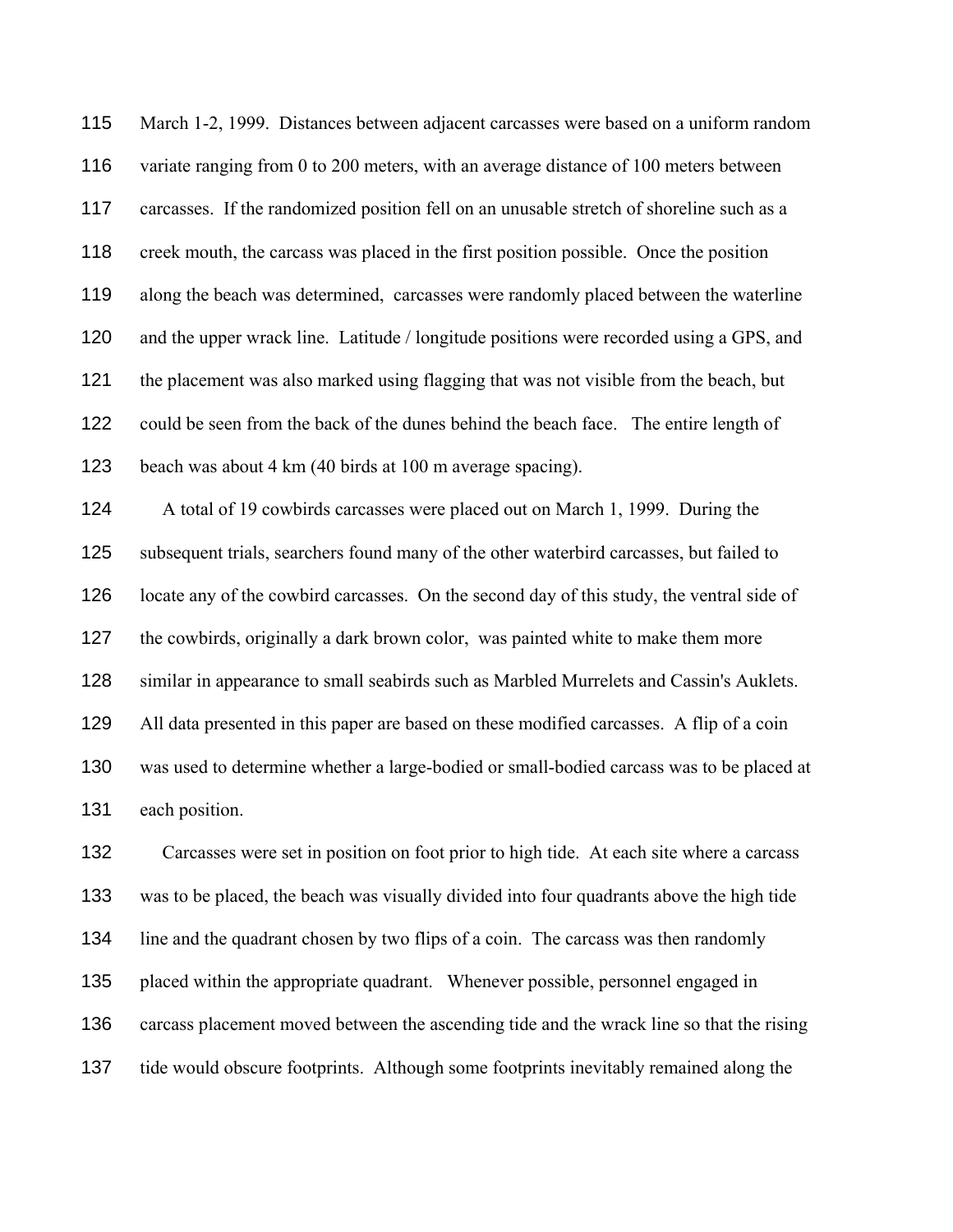March 1-2, 1999. Distances between adjacent carcasses were based on a uniform random variate ranging from 0 to 200 meters, with an average distance of 100 meters between carcasses. If the randomized position fell on an unusable stretch of shoreline such as a creek mouth, the carcass was placed in the first position possible. Once the position along the beach was determined, carcasses were randomly placed between the waterline and the upper wrack line. Latitude / longitude positions were recorded using a GPS, and the placement was also marked using flagging that was not visible from the beach, but could be seen from the back of the dunes behind the beach face. The entire length of beach was about 4 km (40 birds at 100 m average spacing).

A total of 19 cowbirds carcasses were placed out on March 1, 1999. During the subsequent trials, searchers found many of the other waterbird carcasses, but failed to locate any of the cowbird carcasses. On the second day of this study, the ventral side of the cowbirds, originally a dark brown color, was painted white to make them more similar in appearance to small seabirds such as Marbled Murrelets and Cassin's Auklets. All data presented in this paper are based on these modified carcasses. A flip of a coin was used to determine whether a large-bodied or small-bodied carcass was to be placed at each position.

Carcasses were set in position on foot prior to high tide. At each site where a carcass was to be placed, the beach was visually divided into four quadrants above the high tide line and the quadrant chosen by two flips of a coin. The carcass was then randomly placed within the appropriate quadrant. Whenever possible, personnel engaged in carcass placement moved between the ascending tide and the wrack line so that the rising tide would obscure footprints. Although some footprints inevitably remained along the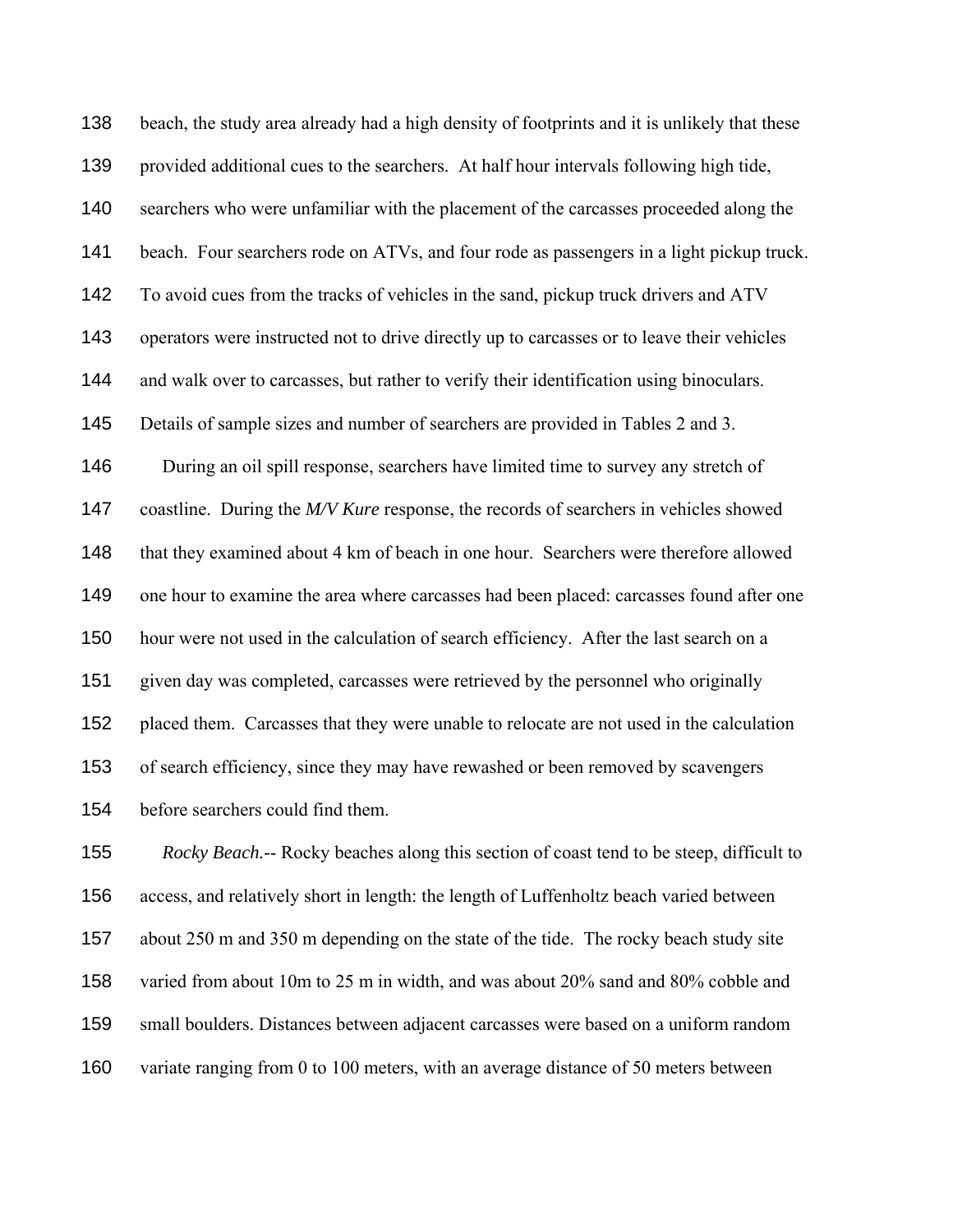beach, the study area already had a high density of footprints and it is unlikely that these provided additional cues to the searchers. At half hour intervals following high tide, searchers who were unfamiliar with the placement of the carcasses proceeded along the beach. Four searchers rode on ATVs, and four rode as passengers in a light pickup truck. To avoid cues from the tracks of vehicles in the sand, pickup truck drivers and ATV operators were instructed not to drive directly up to carcasses or to leave their vehicles and walk over to carcasses, but rather to verify their identification using binoculars. Details of sample sizes and number of searchers are provided in Tables 2 and 3.

During an oil spill response, searchers have limited time to survey any stretch of coastline. During the *M/V Kure* response, the records of searchers in vehicles showed that they examined about 4 km of beach in one hour. Searchers were therefore allowed one hour to examine the area where carcasses had been placed: carcasses found after one hour were not used in the calculation of search efficiency. After the last search on a given day was completed, carcasses were retrieved by the personnel who originally placed them. Carcasses that they were unable to relocate are not used in the calculation of search efficiency, since they may have rewashed or been removed by scavengers before searchers could find them.

*Rocky Beach.*-- Rocky beaches along this section of coast tend to be steep, difficult to access, and relatively short in length: the length of Luffenholtz beach varied between about 250 m and 350 m depending on the state of the tide. The rocky beach study site varied from about 10m to 25 m in width, and was about 20% sand and 80% cobble and small boulders. Distances between adjacent carcasses were based on a uniform random variate ranging from 0 to 100 meters, with an average distance of 50 meters between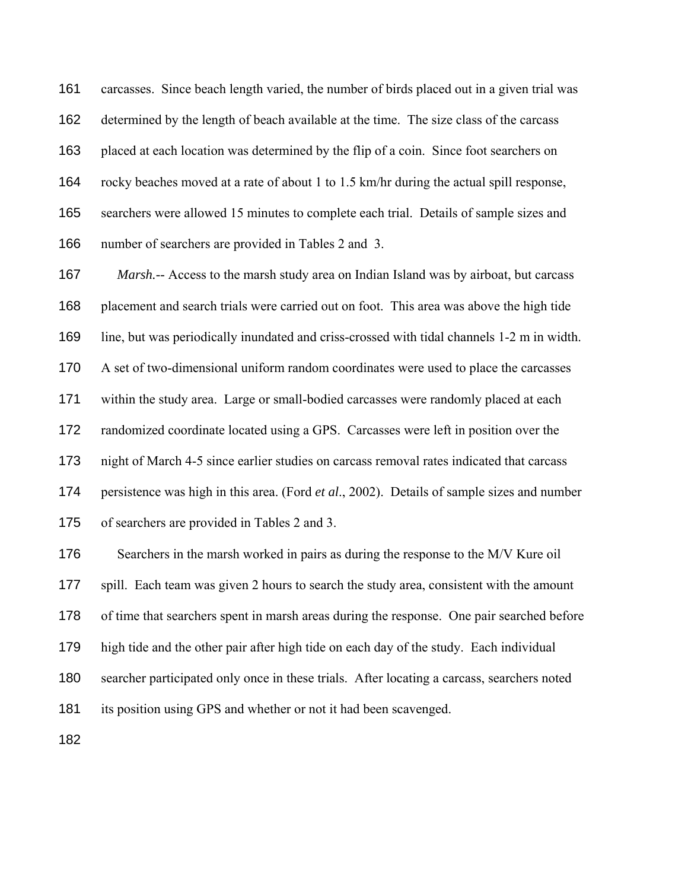carcasses. Since beach length varied, the number of birds placed out in a given trial was determined by the length of beach available at the time. The size class of the carcass placed at each location was determined by the flip of a coin. Since foot searchers on rocky beaches moved at a rate of about 1 to 1.5 km/hr during the actual spill response, searchers were allowed 15 minutes to complete each trial. Details of sample sizes and number of searchers are provided in Tables 2 and 3.

*Marsh.*-- Access to the marsh study area on Indian Island was by airboat, but carcass placement and search trials were carried out on foot. This area was above the high tide line, but was periodically inundated and criss-crossed with tidal channels 1-2 m in width. A set of two-dimensional uniform random coordinates were used to place the carcasses within the study area. Large or small-bodied carcasses were randomly placed at each randomized coordinate located using a GPS. Carcasses were left in position over the night of March 4-5 since earlier studies on carcass removal rates indicated that carcass persistence was high in this area. (Ford *et al*., 2002). Details of sample sizes and number of searchers are provided in Tables 2 and 3.

Searchers in the marsh worked in pairs as during the response to the M/V Kure oil spill. Each team was given 2 hours to search the study area, consistent with the amount of time that searchers spent in marsh areas during the response. One pair searched before high tide and the other pair after high tide on each day of the study. Each individual searcher participated only once in these trials. After locating a carcass, searchers noted its position using GPS and whether or not it had been scavenged.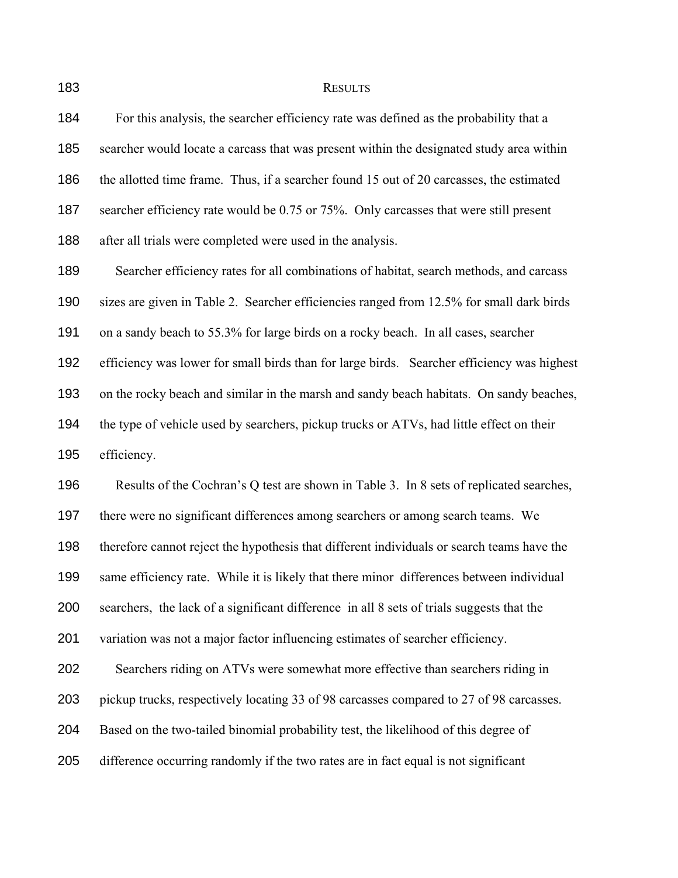## Results

For this analysis, the searcher efficiency rate was defined as the probability that a searcher would locate a carcass that was present within the designated study area within the allotted time frame. Thus, if a searcher found 15 out of 20 carcasses, the estimated searcher efficiency rate would be 0.75 or 75%. Only carcasses that were still present after all trials were completed were used in the analysis.

Searcher efficiency rates for all combinations of habitat, search methods, and carcass sizes are given in Table 2. Searcher efficiencies ranged from 12.5% for small dark birds on a sandy beach to 55.3% for large birds on a rocky beach. In all cases, searcher efficiency was lower for small birds than for large birds. Searcher efficiency was highest on the rocky beach and similar in the marsh and sandy beach habitats. On sandy beaches, the type of vehicle used by searchers, pickup trucks or ATVs, had little effect on their efficiency.

Results of the Cochran's Q test are shown in Table 3. In 8 sets of replicated searches, there were no significant differences among searchers or among search teams. We therefore cannot reject the hypothesis that different individuals or search teams have the same efficiency rate. While it is likely that there minor differences between individual searchers, the lack of a significant difference in all 8 sets of trials suggests that the variation was not a major factor influencing estimates of searcher efficiency.

Searchers riding on ATVs were somewhat more effective than searchers riding in pickup trucks, respectively locating 33 of 98 carcasses compared to 27 of 98 carcasses. Based on the two-tailed binomial probability test, the likelihood of this degree of difference occurring randomly if the two rates are in fact equal is not significant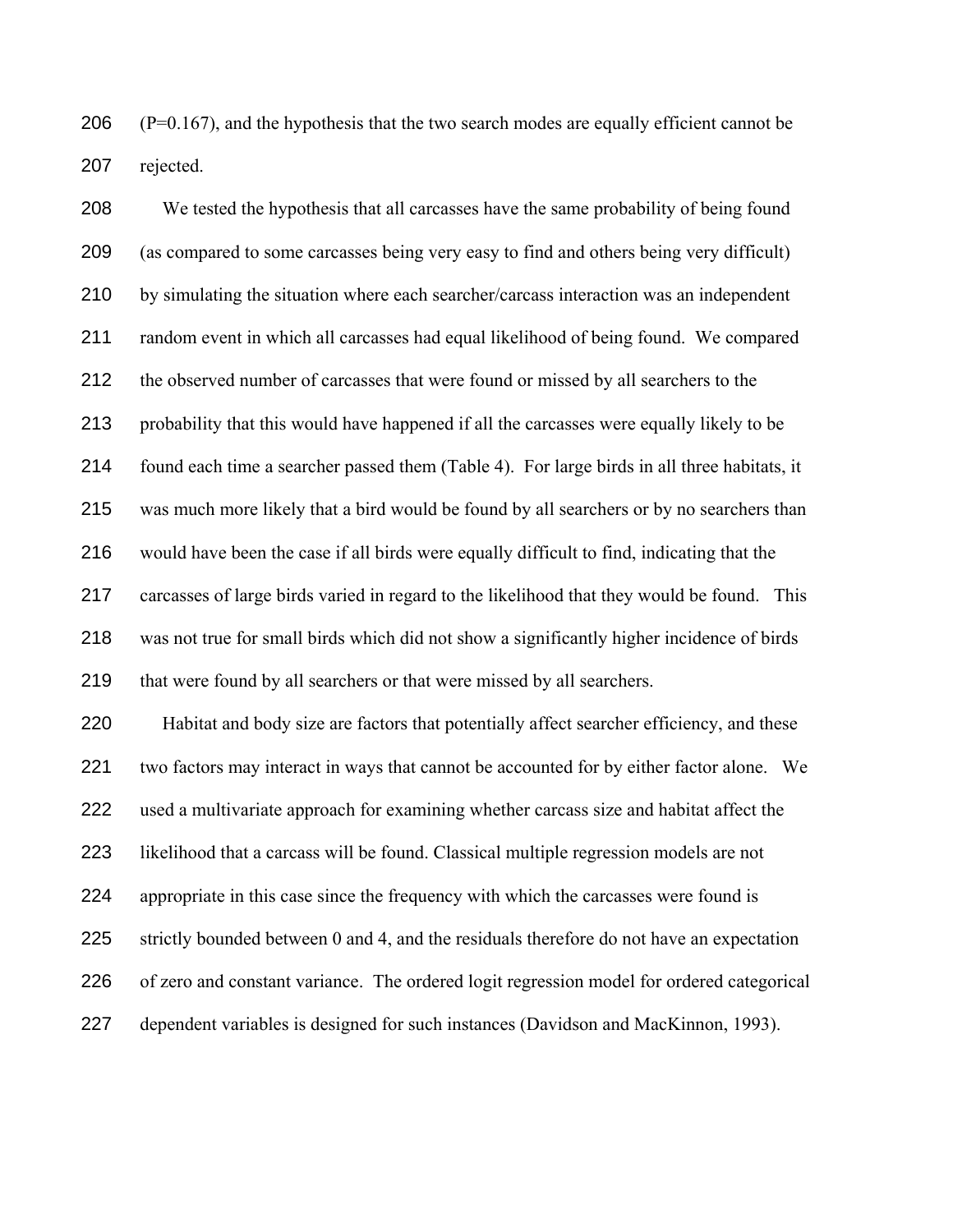(P=0.167), and the hypothesis that the two search modes are equally efficient cannot be rejected.

We tested the hypothesis that all carcasses have the same probability of being found (as compared to some carcasses being very easy to find and others being very difficult) by simulating the situation where each searcher/carcass interaction was an independent random event in which all carcasses had equal likelihood of being found. We compared the observed number of carcasses that were found or missed by all searchers to the probability that this would have happened if all the carcasses were equally likely to be found each time a searcher passed them (Table 4). For large birds in all three habitats, it was much more likely that a bird would be found by all searchers or by no searchers than would have been the case if all birds were equally difficult to find, indicating that the carcasses of large birds varied in regard to the likelihood that they would be found. This was not true for small birds which did not show a significantly higher incidence of birds that were found by all searchers or that were missed by all searchers.

Habitat and body size are factors that potentially affect searcher efficiency, and these two factors may interact in ways that cannot be accounted for by either factor alone. We used a multivariate approach for examining whether carcass size and habitat affect the likelihood that a carcass will be found. Classical multiple regression models are not appropriate in this case since the frequency with which the carcasses were found is strictly bounded between 0 and 4, and the residuals therefore do not have an expectation of zero and constant variance. The ordered logit regression model for ordered categorical dependent variables is designed for such instances (Davidson and MacKinnon, 1993).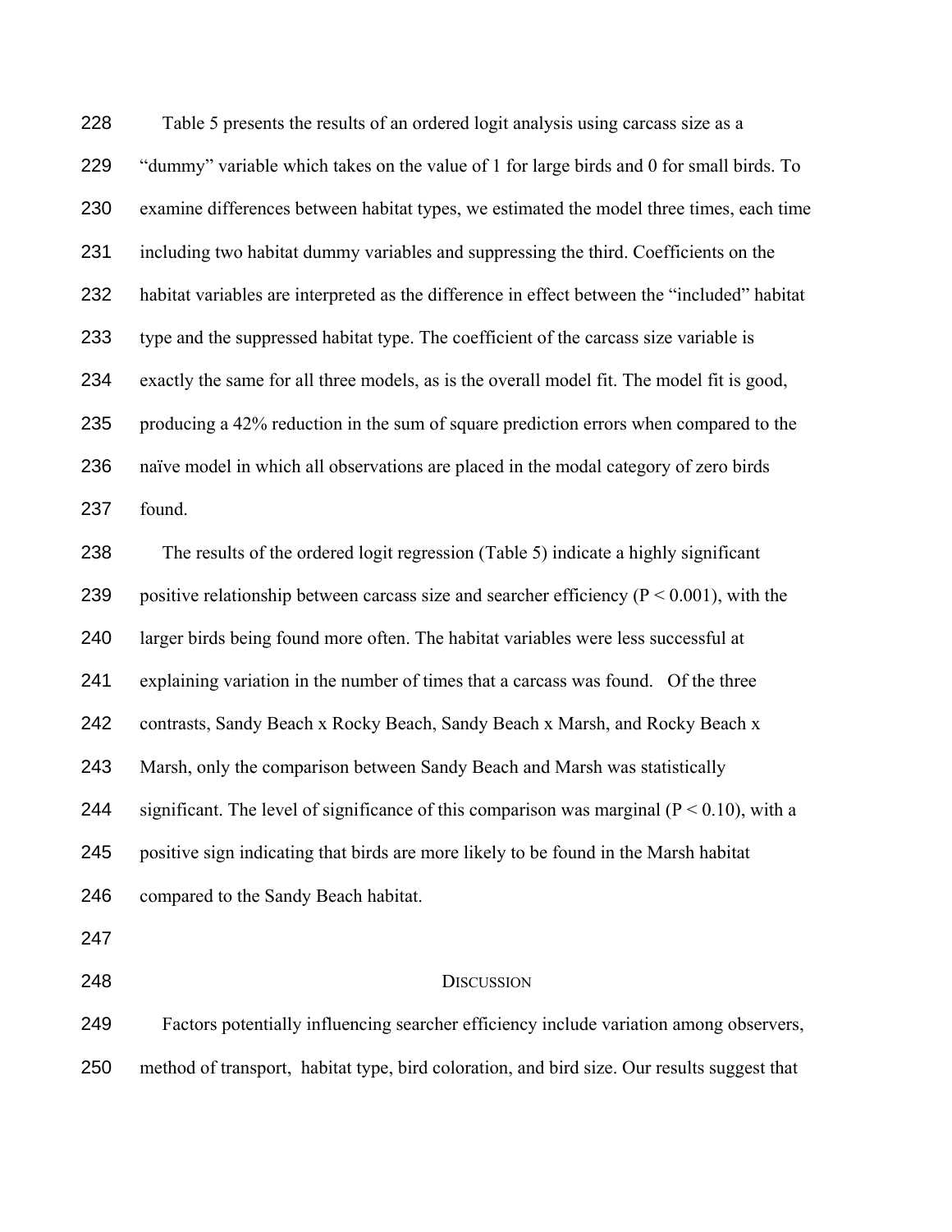Table 5 presents the results of an ordered logit analysis using carcass size as a "dummy" variable which takes on the value of 1 for large birds and 0 for small birds. To examine differences between habitat types, we estimated the model three times, each time including two habitat dummy variables and suppressing the third. Coefficients on the habitat variables are interpreted as the difference in effect between the "included" habitat type and the suppressed habitat type. The coefficient of the carcass size variable is exactly the same for all three models, as is the overall model fit. The model fit is good, producing a 42% reduction in the sum of square prediction errors when compared to the naïve model in which all observations are placed in the modal category of zero birds found.

The results of the ordered logit regression (Table 5) indicate a highly significant positive relationship between carcass size and searcher efficiency ($P < 0.001$), with the larger birds being found more often. The habitat variables were less successful at explaining variation in the number of times that a carcass was found. Of the three contrasts, Sandy Beach x Rocky Beach, Sandy Beach x Marsh, and Rocky Beach x Marsh, only the comparison between Sandy Beach and Marsh was statistically significant. The level of significance of this comparison was marginal ($P < 0.10$), with a positive sign indicating that birds are more likely to be found in the Marsh habitat compared to the Sandy Beach habitat.

## Discussion

Factors potentially influencing searcher efficiency include variation among observers, method of transport, habitat type, bird coloration, and bird size. Our results suggest that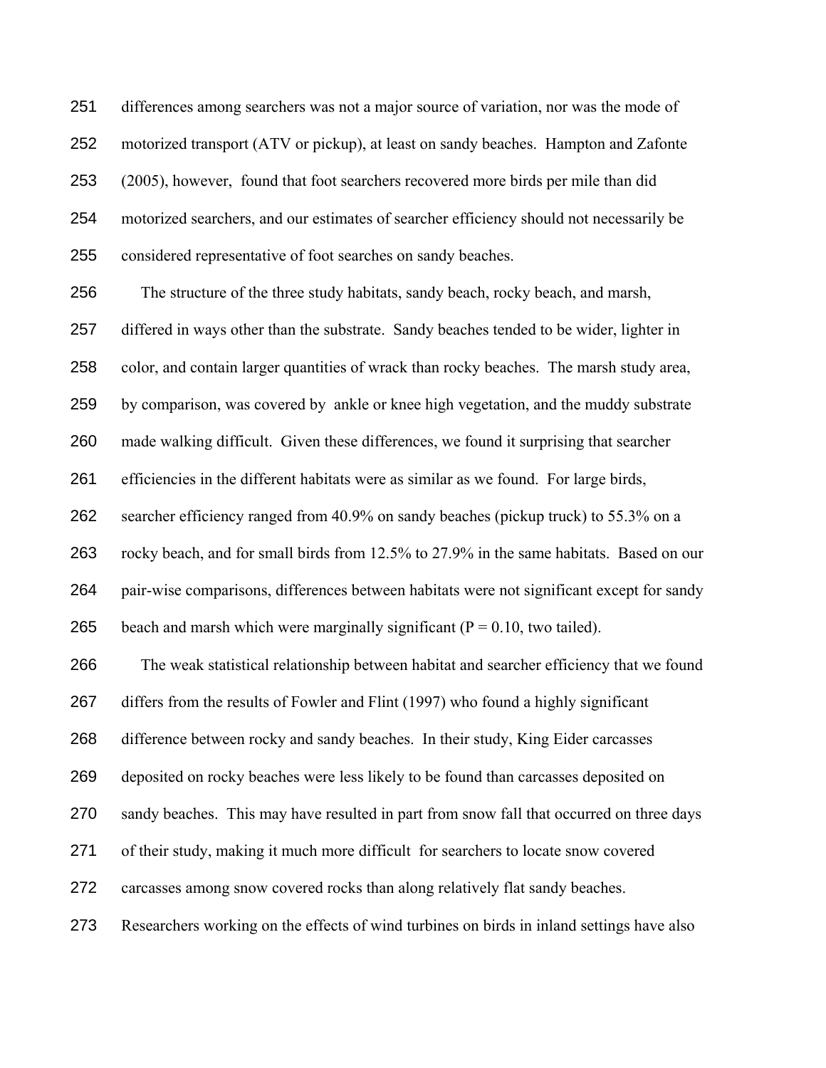differences among searchers was not a major source of variation, nor was the mode of motorized transport (ATV or pickup), at least on sandy beaches. Hampton and Zafonte (2005), however, found that foot searchers recovered more birds per mile than did motorized searchers, and our estimates of searcher efficiency should not necessarily be considered representative of foot searches on sandy beaches.

The structure of the three study habitats, sandy beach, rocky beach, and marsh, differed in ways other than the substrate. Sandy beaches tended to be wider, lighter in color, and contain larger quantities of wrack than rocky beaches. The marsh study area, by comparison, was covered by ankle or knee high vegetation, and the muddy substrate made walking difficult. Given these differences, we found it surprising that searcher efficiencies in the different habitats were as similar as we found. For large birds, searcher efficiency ranged from 40.9% on sandy beaches (pickup truck) to 55.3% on a rocky beach, and for small birds from 12.5% to 27.9% in the same habitats. Based on our pair-wise comparisons, differences between habitats were not significant except for sandy beach and marsh which were marginally significant ($P = 0.10$, two tailed).

The weak statistical relationship between habitat and searcher efficiency that we found differs from the results of Fowler and Flint (1997) who found a highly significant difference between rocky and sandy beaches. In their study, King Eider carcasses deposited on rocky beaches were less likely to be found than carcasses deposited on sandy beaches. This may have resulted in part from snow fall that occurred on three days of their study, making it much more difficult for searchers to locate snow covered carcasses among snow covered rocks than along relatively flat sandy beaches. Researchers working on the effects of wind turbines on birds in inland settings have also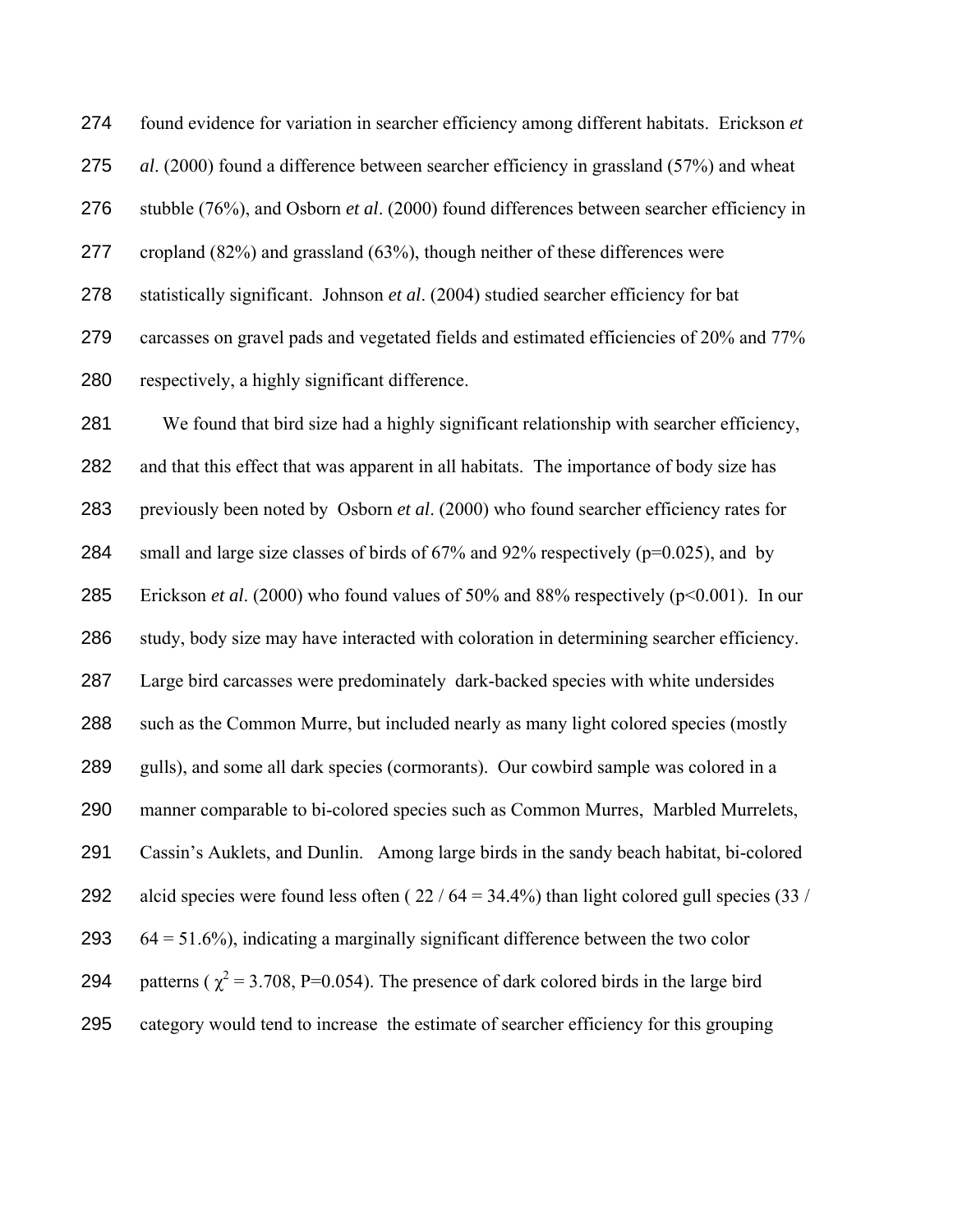found evidence for variation in searcher efficiency among different habitats. Erickson *et al*. (2000) found a difference between searcher efficiency in grassland (57%) and wheat stubble (76%), and Osborn *et al*. (2000) found differences between searcher efficiency in cropland (82%) and grassland (63%), though neither of these differences were statistically significant. Johnson *et al*. (2004) studied searcher efficiency for bat carcasses on gravel pads and vegetated fields and estimated efficiencies of 20% and 77% respectively, a highly significant difference.

We found that bird size had a highly significant relationship with searcher efficiency, and that this effect that was apparent in all habitats. The importance of body size has previously been noted by Osborn *et al*. (2000) who found searcher efficiency rates for small and large size classes of birds of 67% and 92% respectively (p=0.025), and by Erickson *et al*. (2000) who found values of 50% and 88% respectively (p<0.001). In our study, body size may have interacted with coloration in determining searcher efficiency. Large bird carcasses were predominately dark-backed species with white undersides such as the Common Murre, but included nearly as many light colored species (mostly gulls), and some all dark species (cormorants). Our cowbird sample was colored in a manner comparable to bi-colored species such as Common Murres, Marbled Murrelets, Cassin's Auklets, and Dunlin. Among large birds in the sandy beach habitat, bi-colored alcid species were found less often ( 22 / 64 = 34.4%) than light colored gull species (33 / 64 = 51.6%), indicating a marginally significant difference between the two color patterns ( $\chi^2$ = 3.708, P=0.054). The presence of dark colored birds in the large bird category would tend to increase the estimate of searcher efficiency for this grouping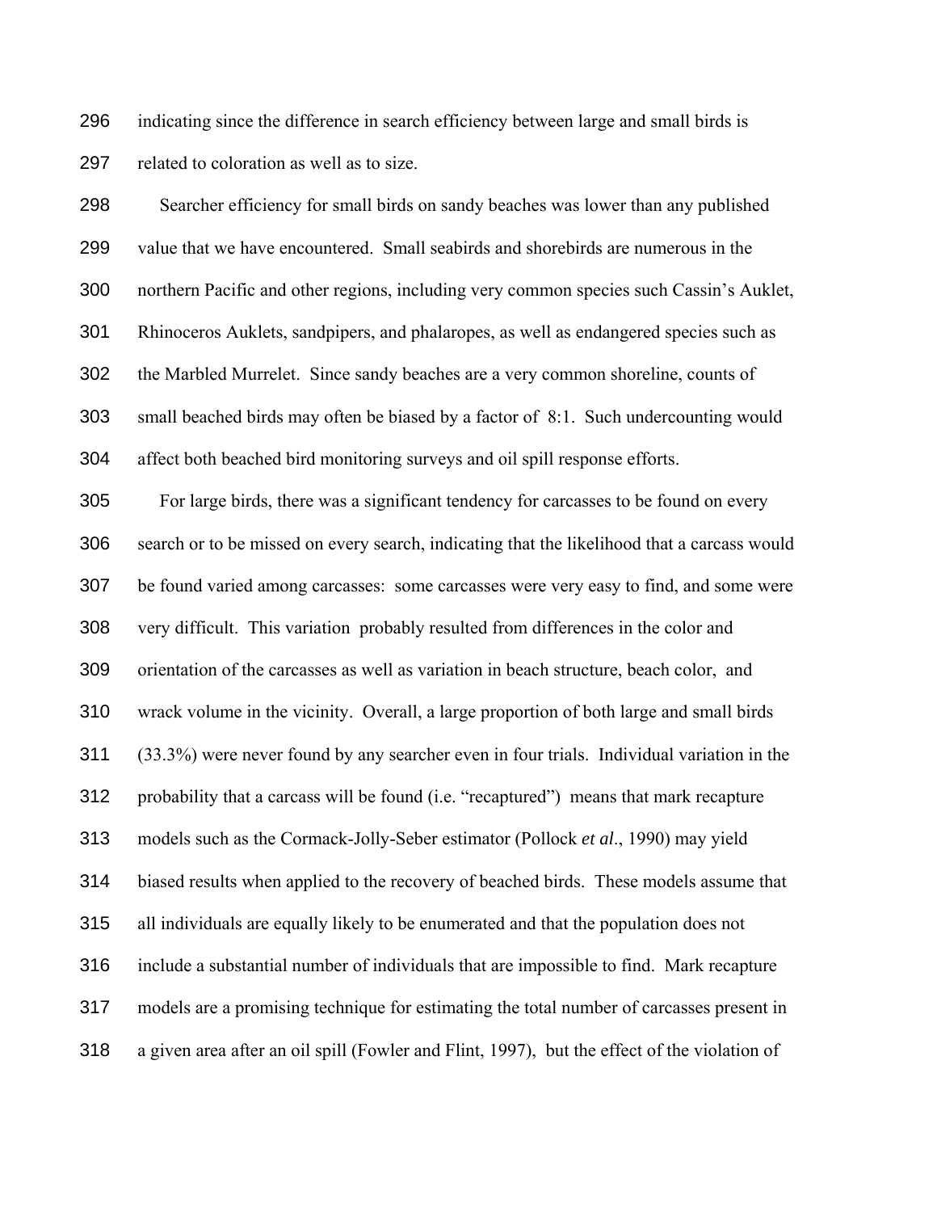indicating since the difference in search efficiency between large and small birds is related to coloration as well as to size.

Searcher efficiency for small birds on sandy beaches was lower than any published value that we have encountered. Small seabirds and shorebirds are numerous in the northern Pacific and other regions, including very common species such Cassin's Auklet, Rhinoceros Auklets, sandpipers, and phalaropes, as well as endangered species such as the Marbled Murrelet. Since sandy beaches are a very common shoreline, counts of small beached birds may often be biased by a factor of 8:1. Such undercounting would affect both beached bird monitoring surveys and oil spill response efforts.

For large birds, there was a significant tendency for carcasses to be found on every search or to be missed on every search, indicating that the likelihood that a carcass would be found varied among carcasses: some carcasses were very easy to find, and some were very difficult. This variation probably resulted from differences in the color and orientation of the carcasses as well as variation in beach structure, beach color, and wrack volume in the vicinity. Overall, a large proportion of both large and small birds (33.3%) were never found by any searcher even in four trials. Individual variation in the probability that a carcass will be found (i.e. "recaptured") means that mark recapture models such as the Cormack-Jolly-Seber estimator (Pollock *et al*., 1990) may yield biased results when applied to the recovery of beached birds. These models assume that all individuals are equally likely to be enumerated and that the population does not include a substantial number of individuals that are impossible to find. Mark recapture models are a promising technique for estimating the total number of carcasses present in a given area after an oil spill (Fowler and Flint, 1997), but the effect of the violation of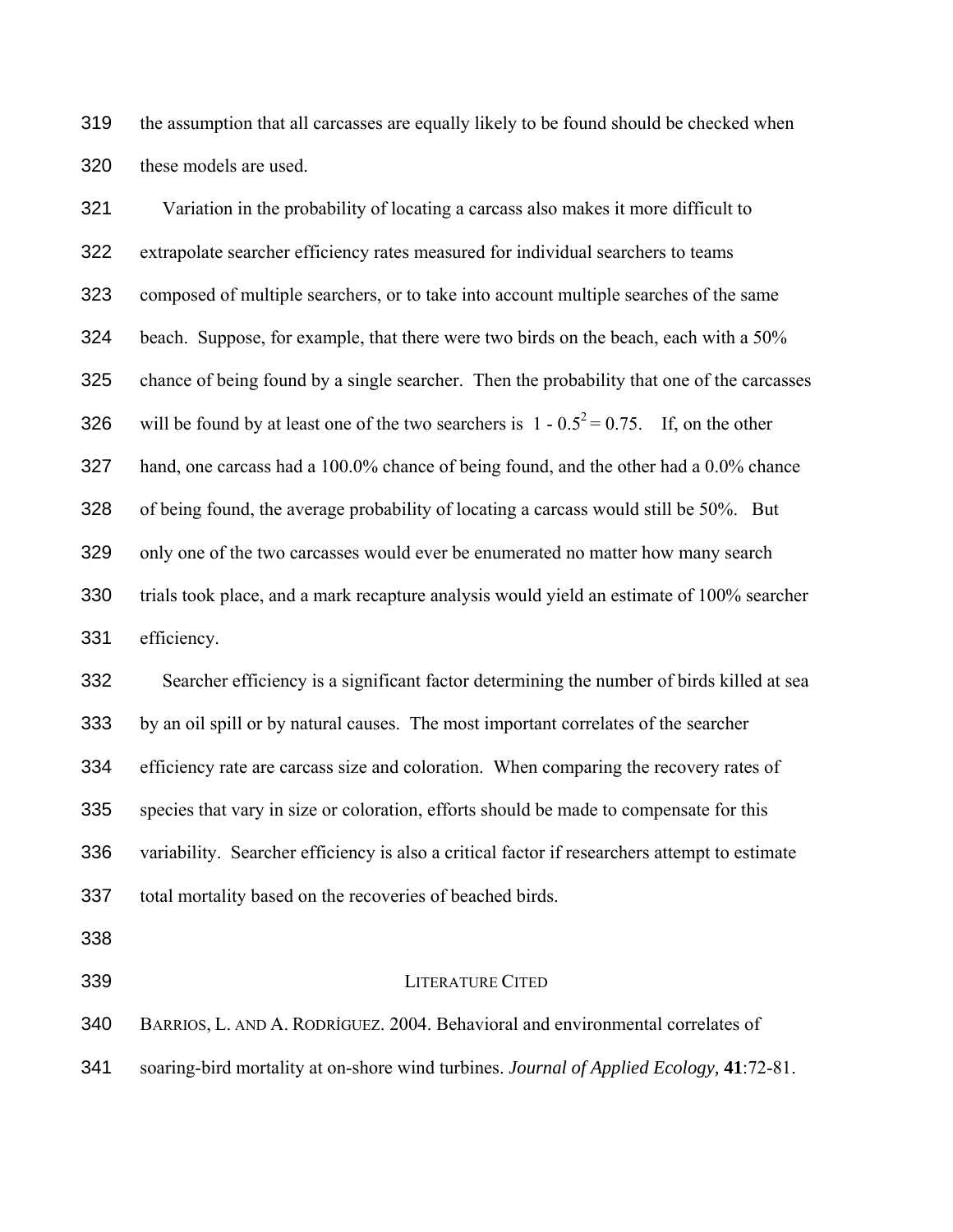the assumption that all carcasses are equally likely to be found should be checked when these models are used.

Variation in the probability of locating a carcass also makes it more difficult to extrapolate searcher efficiency rates measured for individual searchers to teams composed of multiple searchers, or to take into account multiple searches of the same beach. Suppose, for example, that there were two birds on the beach, each with a 50% chance of being found by a single searcher. Then the probability that one of the carcasses will be found by at least one of the two searchers is $1 - 0.5^2 = 0.75$. If, on the other hand, one carcass had a 100.0% chance of being found, and the other had a 0.0% chance of being found, the average probability of locating a carcass would still be 50%. But only one of the two carcasses would ever be enumerated no matter how many search trials took place, and a mark recapture analysis would yield an estimate of 100% searcher efficiency.

Searcher efficiency is a significant factor determining the number of birds killed at sea by an oil spill or by natural causes. The most important correlates of the searcher efficiency rate are carcass size and coloration. When comparing the recovery rates of species that vary in size or coloration, efforts should be made to compensate for this variability. Searcher efficiency is also a critical factor if researchers attempt to estimate total mortality based on the recoveries of beached birds.

## LITERATURE CITED

BARRIOS, L. AND A. RODRÍGUEZ. 2004. Behavioral and environmental correlates of soaring-bird mortality at on-shore wind turbines. *Journal of Applied Ecology,* **41**:72-81.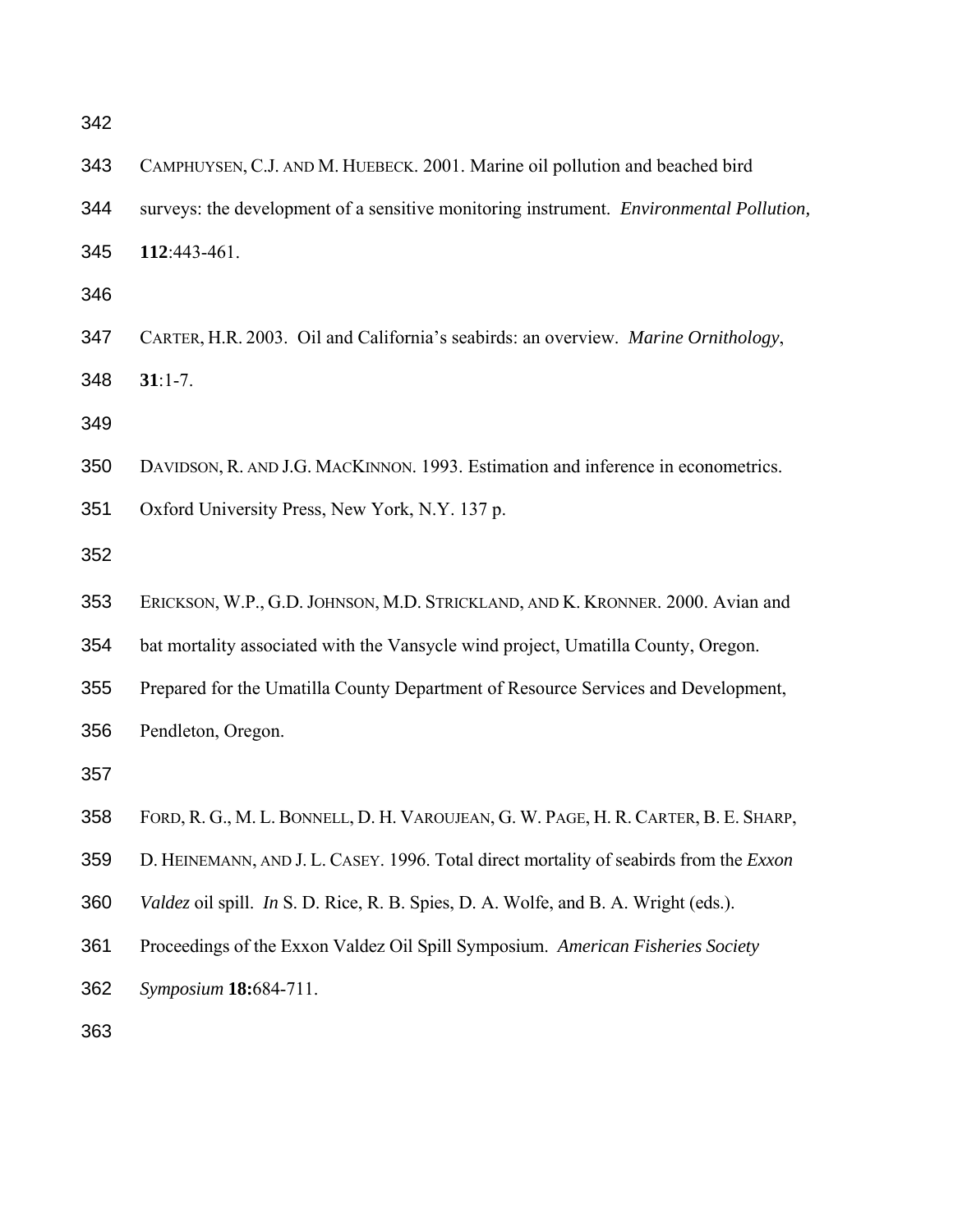CAMPHUYSEN, C.J. AND M. HUEBECK. 2001. Marine oil pollution and beached bird surveys: the development of a sensitive monitoring instrument. *Environmental Pollution,* **112**:443-461.

CARTER, H.R. 2003. Oil and California's seabirds: an overview. *Marine Ornithology*, **31**:1-7.

DAVIDSON, R. AND J.G. MACKINNON. 1993. Estimation and inference in econometrics. Oxford University Press, New York, N.Y. 137 p.

ERICKSON, W.P., G.D. JOHNSON, M.D. STRICKLAND, AND K. KRONNER. 2000. Avian and bat mortality associated with the Vansycle wind project, Umatilla County, Oregon. Prepared for the Umatilla County Department of Resource Services and Development, Pendleton, Oregon.

FORD, R. G., M. L. BONNELL, D. H. VAROUJEAN, G. W. PAGE, H. R. CARTER, B. E. SHARP, D. HEINEMANN, AND J. L. CASEY. 1996. Total direct mortality of seabirds from the *Exxon Valdez* oil spill. *In* S. D. Rice, R. B. Spies, D. A. Wolfe, and B. A. Wright (eds.). Proceedings of the Exxon Valdez Oil Spill Symposium. *American Fisheries Society Symposium* **18:**684-711.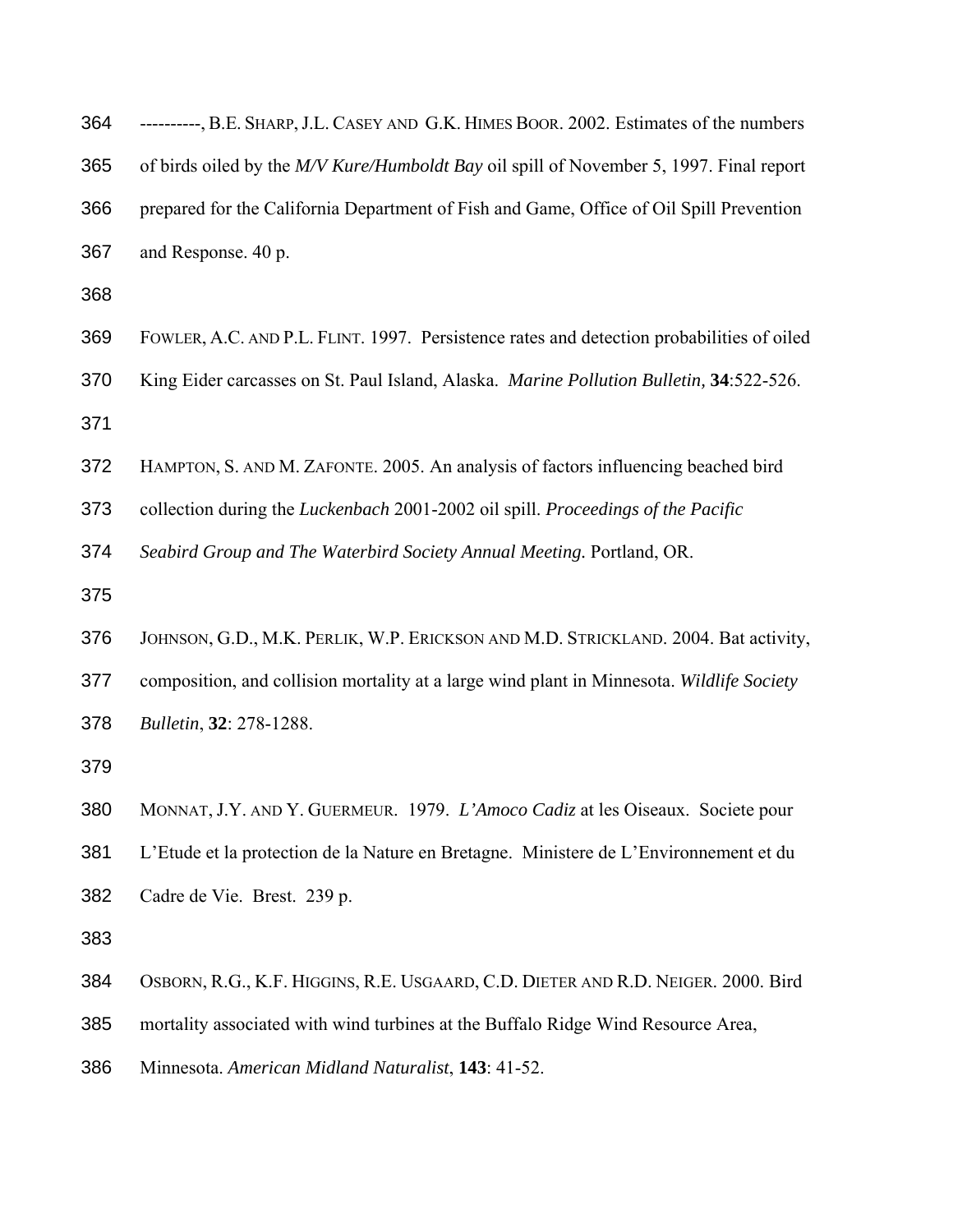----------, B.E. SHARP, J.L. CASEY AND G.K. HIMES BOOR. 2002. Estimates of the numbers of birds oiled by the *M/V Kure/Humboldt Bay* oil spill of November 5, 1997. Final report prepared for the California Department of Fish and Game, Office of Oil Spill Prevention and Response. 40 p.

FOWLER, A.C. AND P.L. FLINT. 1997. Persistence rates and detection probabilities of oiled King Eider carcasses on St. Paul Island, Alaska. *Marine Pollution Bulletin,* **34**:522-526.

HAMPTON, S. AND M. ZAFONTE. 2005. An analysis of factors influencing beached bird collection during the *Luckenbach* 2001-2002 oil spill. *Proceedings of the Pacific Seabird Group and The Waterbird Society Annual Meeting.* Portland, OR.

JOHNSON, G.D., M.K. PERLIK, W.P. ERICKSON AND M.D. STRICKLAND. 2004. Bat activity, composition, and collision mortality at a large wind plant in Minnesota. *Wildlife Society Bulletin*, **32**: 278-1288.

MONNAT, J.Y. AND Y. GUERMEUR. 1979. *L'Amoco Cadiz* at les Oiseaux. Societe pour L'Etude et la protection de la Nature en Bretagne. Ministere de L'Environnement et du Cadre de Vie. Brest. 239 p.

OSBORN, R.G., K.F. HIGGINS, R.E. USGAARD, C.D. DIETER AND R.D. NEIGER. 2000. Bird mortality associated with wind turbines at the Buffalo Ridge Wind Resource Area, Minnesota. *American Midland Naturalist*, **143**: 41-52.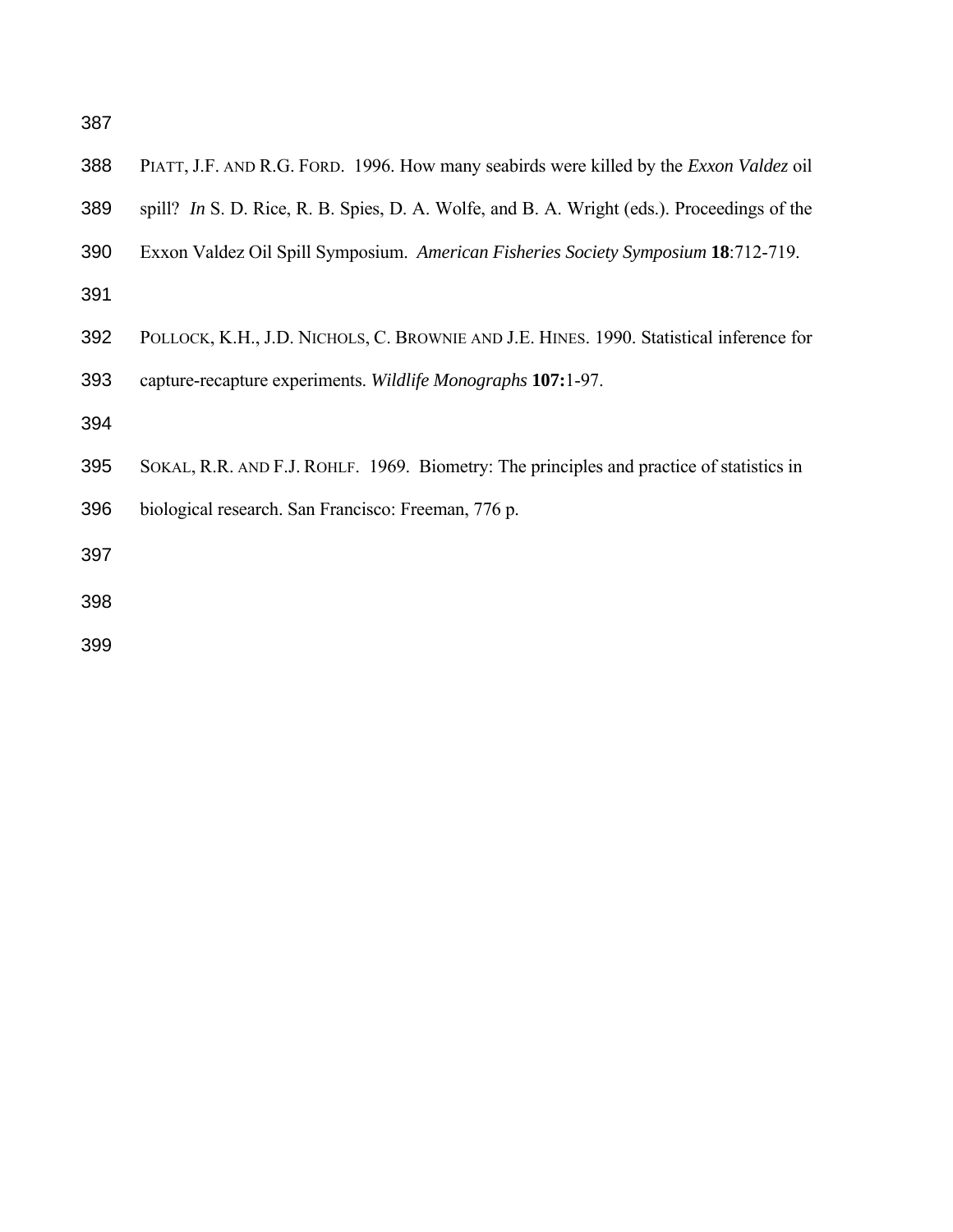PIATT, J.F. AND R.G. FORD. 1996. How many seabirds were killed by the *Exxon Valdez* oil spill? *In* S. D. Rice, R. B. Spies, D. A. Wolfe, and B. A. Wright (eds.). Proceedings of the Exxon Valdez Oil Spill Symposium. *American Fisheries Society Symposium* **18**:712-719.

POLLOCK, K.H., J.D. NICHOLS, C. BROWNIE AND J.E. HINES. 1990. Statistical inference for capture-recapture experiments. *Wildlife Monographs* **107:**1-97.

SOKAL, R.R. AND F.J. ROHLF. 1969. Biometry: The principles and practice of statistics in biological research. San Francisco: Freeman, 776 p.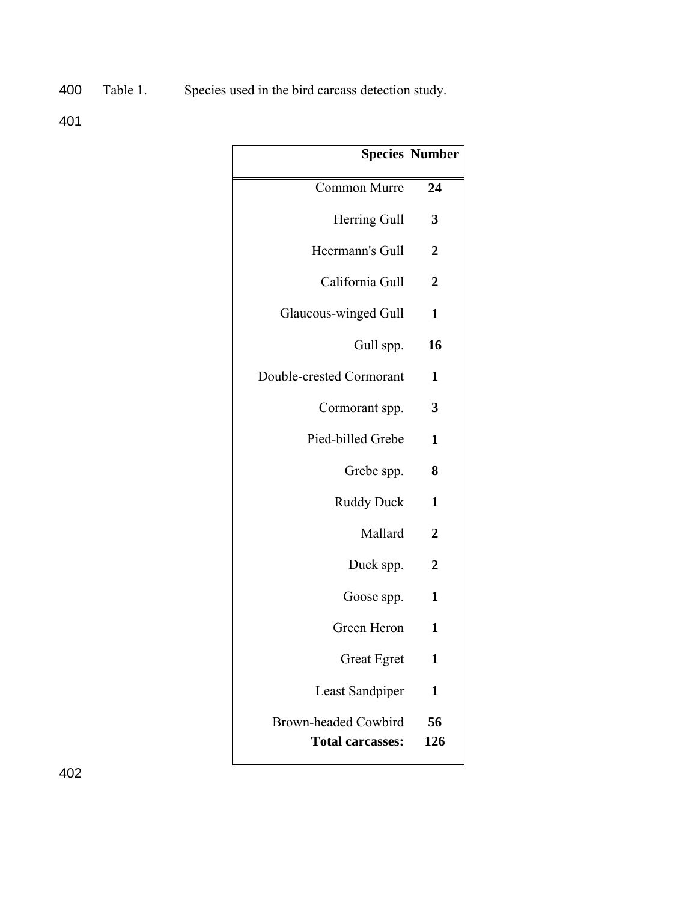Table 1. Species used in the bird carcass detection study.

| Species | Number |
|---|---|
| Common Murre | **24** |
| Herring Gull | **3** |
| Heermann's Gull | **2** |
| California Gull | **2** |
| Glaucous-winged Gull | **1** |
| Gull spp. | **16** |
| Double-crested Cormorant | **1** |
| Cormorant spp. | **3** |
| Pied-billed Grebe | **1** |
| Grebe spp. | **8** |
| Ruddy Duck | **1** |
| Mallard | **2** |
| Duck spp. | **2** |
| Goose spp. | **1** |
| Green Heron | **1** |
| Great Egret | **1** |
| Least Sandpiper | **1** |
| Brown-headed Cowbird | **56** |
| **Total carcasses:** | **126** |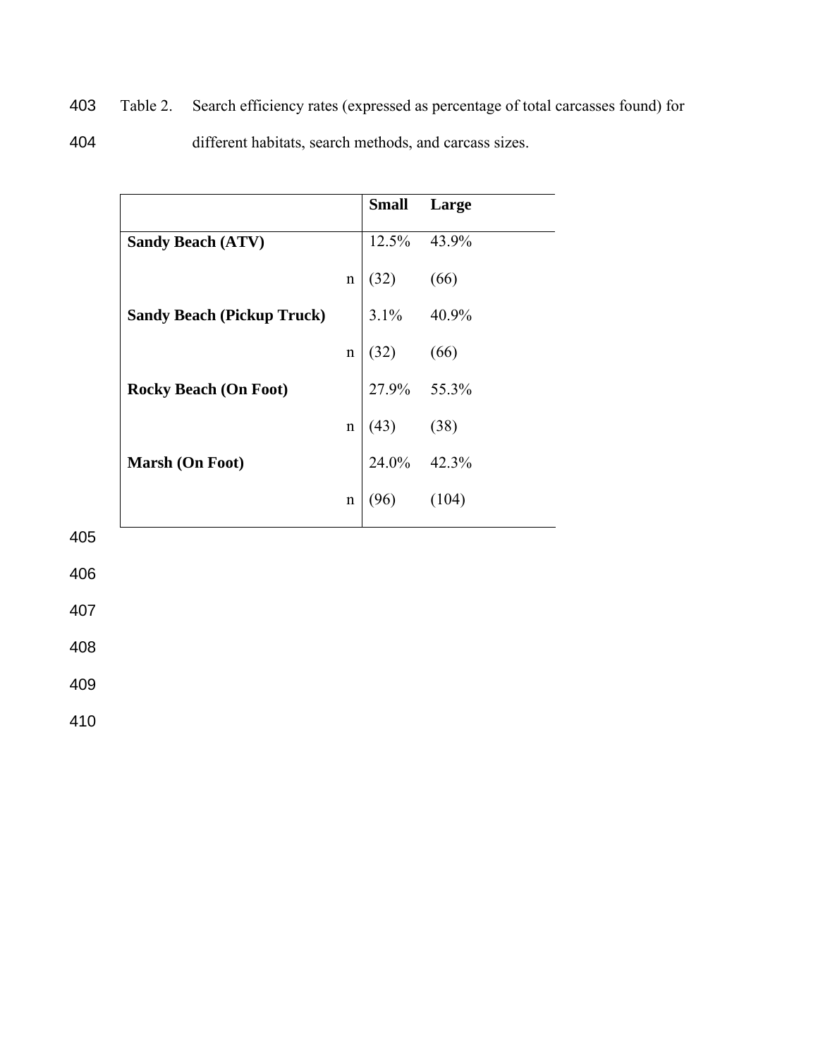Table 2. Search efficiency rates (expressed as percentage of total carcasses found) for different habitats, search methods, and carcass sizes.

| | Small | Large |
|---|---|---|
| **Sandy Beach (ATV)** | 12.5% | 43.9% |
| n | (32) | (66) |
| **Sandy Beach (Pickup Truck)** | 3.1% | 40.9% |
| n | (32) | (66) |
| **Rocky Beach (On Foot)** | 27.9% | 55.3% |
| n | (43) | (38) |
| **Marsh (On Foot)** | 24.0% | 42.3% |
| n | (96) | (104) |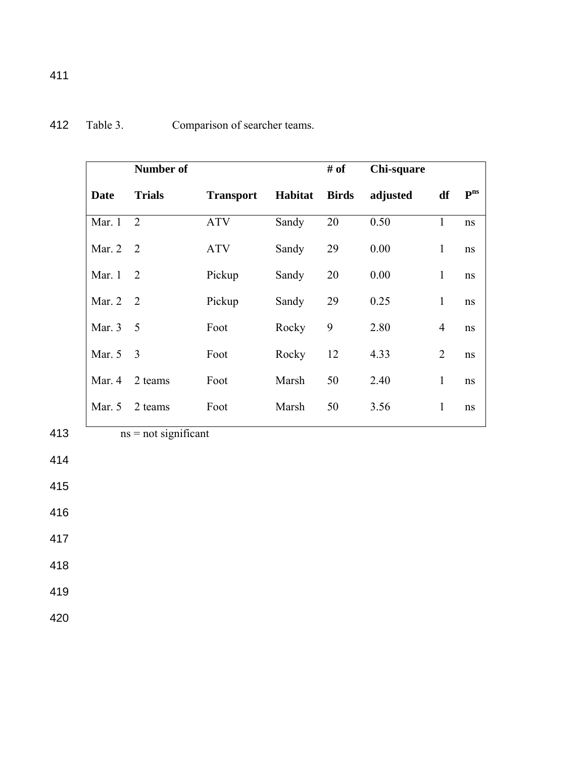Table 3. Comparison of searcher teams.

| Date | Number of Trials | Transport | Habitat | # of Birds | Chi-square adjusted | df | $P^{ns}$ |
|---|---|---|---|---|---|---|---|
| Mar. 1 | 2 | ATV | Sandy | 20 | 0.50 | 1 | ns |
| Mar. 2 | 2 | ATV | Sandy | 29 | 0.00 | 1 | ns |
| Mar. 1 | 2 | Pickup | Sandy | 20 | 0.00 | 1 | ns |
| Mar. 2 | 2 | Pickup | Sandy | 29 | 0.25 | 1 | ns |
| Mar. 3 | 5 | Foot | Rocky | 9 | 2.80 | 4 | ns |
| Mar. 5 | 3 | Foot | Rocky | 12 | 4.33 | 2 | ns |
| Mar. 4 | 2 teams | Foot | Marsh | 50 | 2.40 | 1 | ns |
| Mar. 5 | 2 teams | Foot | Marsh | 50 | 3.56 | 1 | ns |

ns = not significant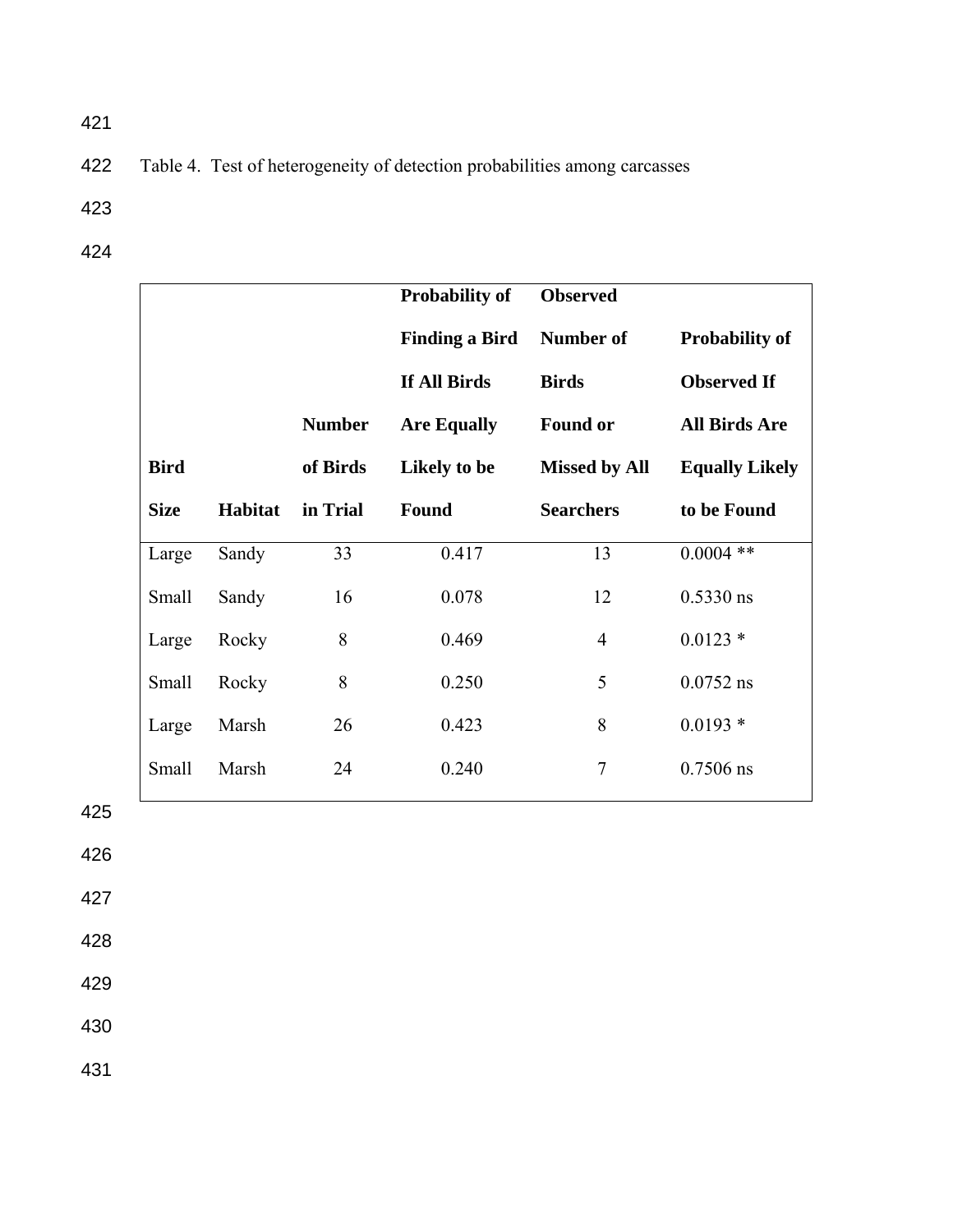Table 4. Test of heterogeneity of detection probabilities among carcasses

| Bird Size | Habitat | Number of Birds in Trial | Probability of Finding a Bird If All Birds Are Equally Likely to be Found | Observed Number of Birds Found or Missed by All Searchers | Probability of Observed If All Birds Are Equally Likely to be Found |
|---|---|---|---|---|---|
| Large | Sandy | 33 | 0.417 | 13 | 0.0004 ** |
| Small | Sandy | 16 | 0.078 | 12 | 0.5330 ns |
| Large | Rocky | 8 | 0.469 | 4 | 0.0123 * |
| Small | Rocky | 8 | 0.250 | 5 | 0.0752 ns |
| Large | Marsh | 26 | 0.423 | 8 | 0.0193 * |
| Small | Marsh | 24 | 0.240 | 7 | 0.7506 ns |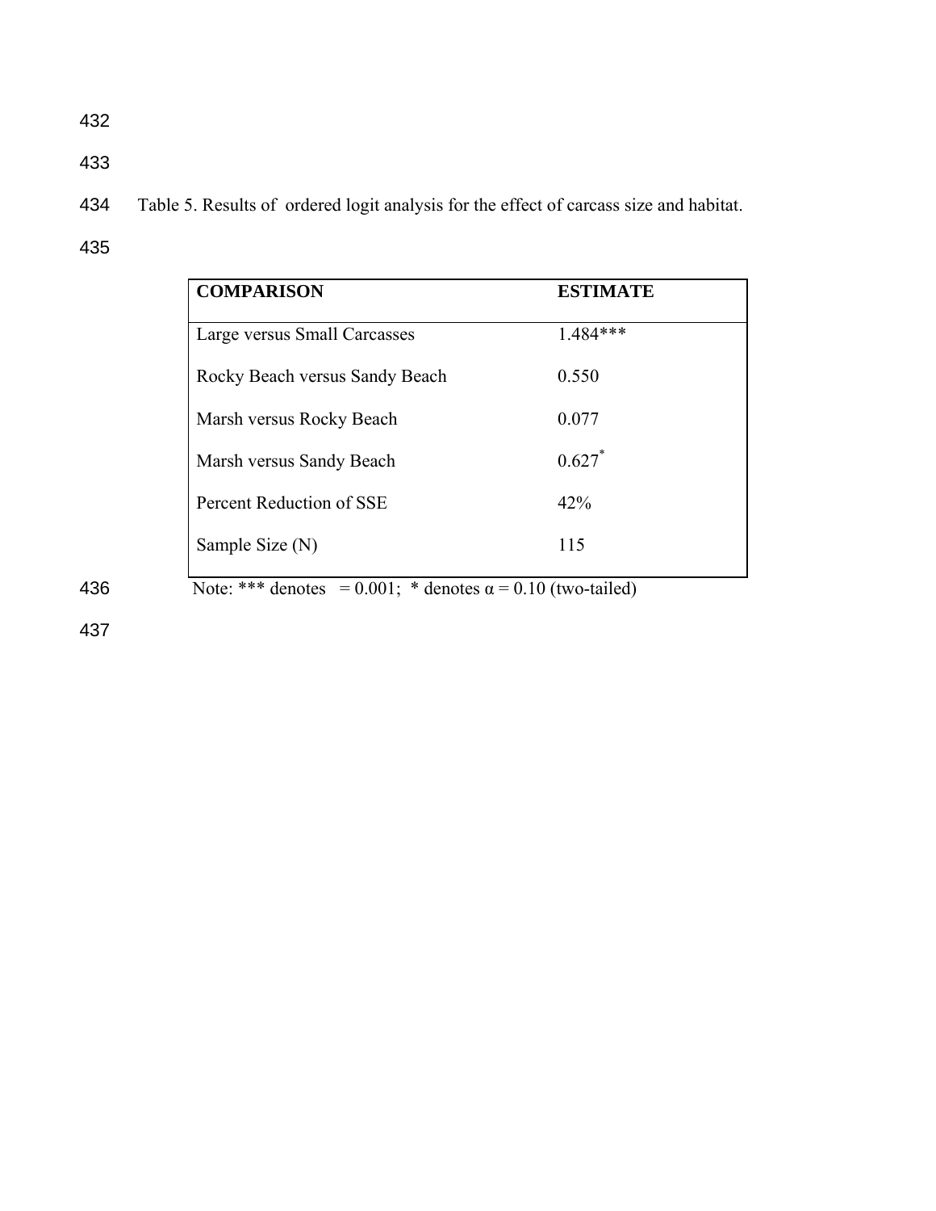Table 5. Results of ordered logit analysis for the effect of carcass size and habitat.

| COMPARISON | ESTIMATE |
|---|---|
| Large versus Small Carcasses | 1.484*** |
| Rocky Beach versus Sandy Beach | 0.550 |
| Marsh versus Rocky Beach | 0.077 |
| Marsh versus Sandy Beach | 0.627* |
| Percent Reduction of SSE | 42% |
| Sample Size (N) | 115 |

Note: *** denotes = 0.001; * denotes $\alpha = 0.10$ (two-tailed)